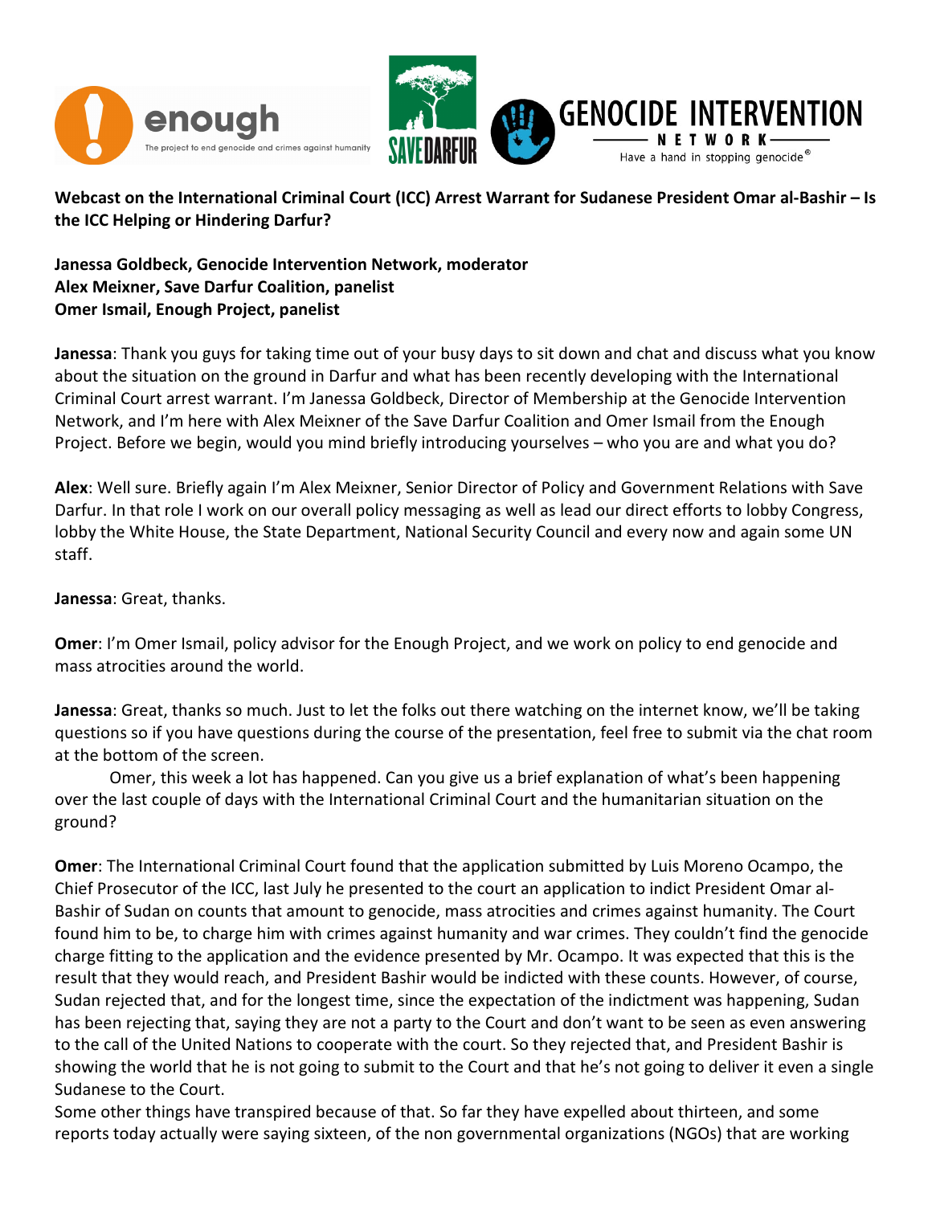**Webcast on the International Criminal Court (ICC) Arrest Warrant for Sudanese President Omar al-Bashir – Is the ICC Helping or Hindering Darfur?**

**Janessa Goldbeck, Genocide Intervention Network, moderator**
**Alex Meixner, Save Darfur Coalition, panelist**
**Omer Ismail, Enough Project, panelist**

**Janessa**: Thank you guys for taking time out of your busy days to sit down and chat and discuss what you know about the situation on the ground in Darfur and what has been recently developing with the International Criminal Court arrest warrant. I'm Janessa Goldbeck, Director of Membership at the Genocide Intervention Network, and I'm here with Alex Meixner of the Save Darfur Coalition and Omer Ismail from the Enough Project. Before we begin, would you mind briefly introducing yourselves – who you are and what you do?

**Alex**: Well sure. Briefly again I'm Alex Meixner, Senior Director of Policy and Government Relations with Save Darfur. In that role I work on our overall policy messaging as well as lead our direct efforts to lobby Congress, lobby the White House, the State Department, National Security Council and every now and again some UN staff.

**Janessa**: Great, thanks.

**Omer**: I'm Omer Ismail, policy advisor for the Enough Project, and we work on policy to end genocide and mass atrocities around the world.

**Janessa**: Great, thanks so much. Just to let the folks out there watching on the internet know, we'll be taking questions so if you have questions during the course of the presentation, feel free to submit via the chat room at the bottom of the screen.

Omer, this week a lot has happened. Can you give us a brief explanation of what's been happening over the last couple of days with the International Criminal Court and the humanitarian situation on the ground?

**Omer**: The International Criminal Court found that the application submitted by Luis Moreno Ocampo, the Chief Prosecutor of the ICC, last July he presented to the court an application to indict President Omar al-Bashir of Sudan on counts that amount to genocide, mass atrocities and crimes against humanity. The Court found him to be, to charge him with crimes against humanity and war crimes. They couldn't find the genocide charge fitting to the application and the evidence presented by Mr. Ocampo. It was expected that this is the result that they would reach, and President Bashir would be indicted with these counts. However, of course, Sudan rejected that, and for the longest time, since the expectation of the indictment was happening, Sudan has been rejecting that, saying they are not a party to the Court and don't want to be seen as even answering to the call of the United Nations to cooperate with the court. So they rejected that, and President Bashir is showing the world that he is not going to submit to the Court and that he's not going to deliver it even a single Sudanese to the Court.

Some other things have transpired because of that. So far they have expelled about thirteen, and some reports today actually were saying sixteen, of the non governmental organizations (NGOs) that are working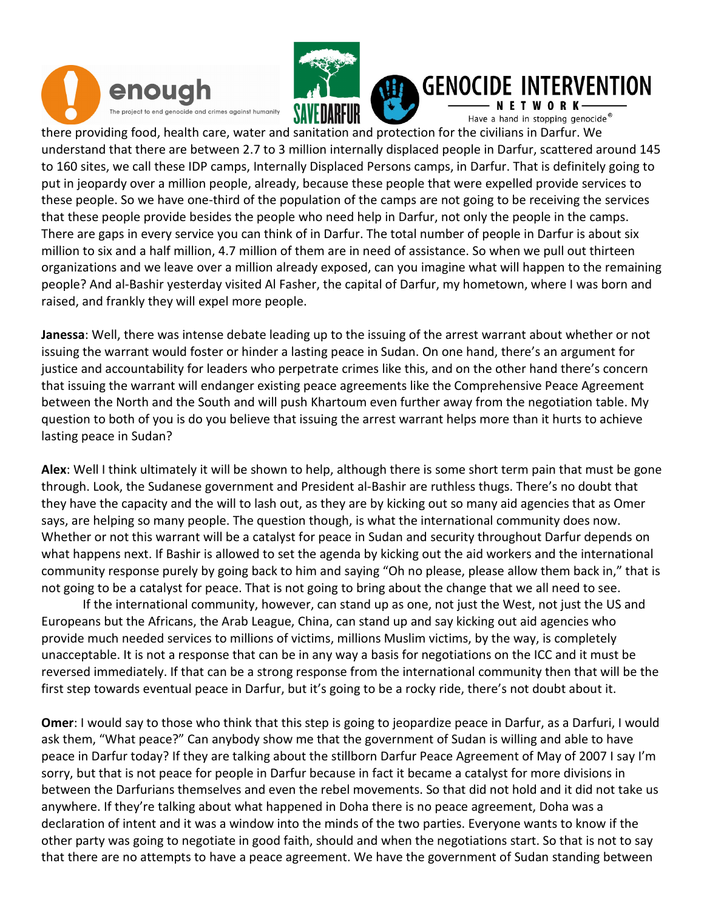there providing food, health care, water and sanitation and protection for the civilians in Darfur. We understand that there are between 2.7 to 3 million internally displaced people in Darfur, scattered around 145 to 160 sites, we call these IDP camps, Internally Displaced Persons camps, in Darfur. That is definitely going to put in jeopardy over a million people, already, because these people that were expelled provide services to these people. So we have one-third of the population of the camps are not going to be receiving the services that these people provide besides the people who need help in Darfur, not only the people in the camps. There are gaps in every service you can think of in Darfur. The total number of people in Darfur is about six million to six and a half million, 4.7 million of them are in need of assistance. So when we pull out thirteen organizations and we leave over a million already exposed, can you imagine what will happen to the remaining people? And al-Bashir yesterday visited Al Fasher, the capital of Darfur, my hometown, where I was born and raised, and frankly they will expel more people.

**Janessa**: Well, there was intense debate leading up to the issuing of the arrest warrant about whether or not issuing the warrant would foster or hinder a lasting peace in Sudan. On one hand, there's an argument for justice and accountability for leaders who perpetrate crimes like this, and on the other hand there's concern that issuing the warrant will endanger existing peace agreements like the Comprehensive Peace Agreement between the North and the South and will push Khartoum even further away from the negotiation table. My question to both of you is do you believe that issuing the arrest warrant helps more than it hurts to achieve lasting peace in Sudan?

**Alex**: Well I think ultimately it will be shown to help, although there is some short term pain that must be gone through. Look, the Sudanese government and President al-Bashir are ruthless thugs. There's no doubt that they have the capacity and the will to lash out, as they are by kicking out so many aid agencies that as Omer says, are helping so many people. The question though, is what the international community does now. Whether or not this warrant will be a catalyst for peace in Sudan and security throughout Darfur depends on what happens next. If Bashir is allowed to set the agenda by kicking out the aid workers and the international community response purely by going back to him and saying "Oh no please, please allow them back in," that is not going to be a catalyst for peace. That is not going to bring about the change that we all need to see.

If the international community, however, can stand up as one, not just the West, not just the US and Europeans but the Africans, the Arab League, China, can stand up and say kicking out aid agencies who provide much needed services to millions of victims, millions Muslim victims, by the way, is completely unacceptable. It is not a response that can be in any way a basis for negotiations on the ICC and it must be reversed immediately. If that can be a strong response from the international community then that will be the first step towards eventual peace in Darfur, but it's going to be a rocky ride, there's not doubt about it.

**Omer**: I would say to those who think that this step is going to jeopardize peace in Darfur, as a Darfuri, I would ask them, "What peace?" Can anybody show me that the government of Sudan is willing and able to have peace in Darfur today? If they are talking about the stillborn Darfur Peace Agreement of May of 2007 I say I'm sorry, but that is not peace for people in Darfur because in fact it became a catalyst for more divisions in between the Darfurians themselves and even the rebel movements. So that did not hold and it did not take us anywhere. If they're talking about what happened in Doha there is no peace agreement, Doha was a declaration of intent and it was a window into the minds of the two parties. Everyone wants to know if the other party was going to negotiate in good faith, should and when the negotiations start. So that is not to say that there are no attempts to have a peace agreement. We have the government of Sudan standing between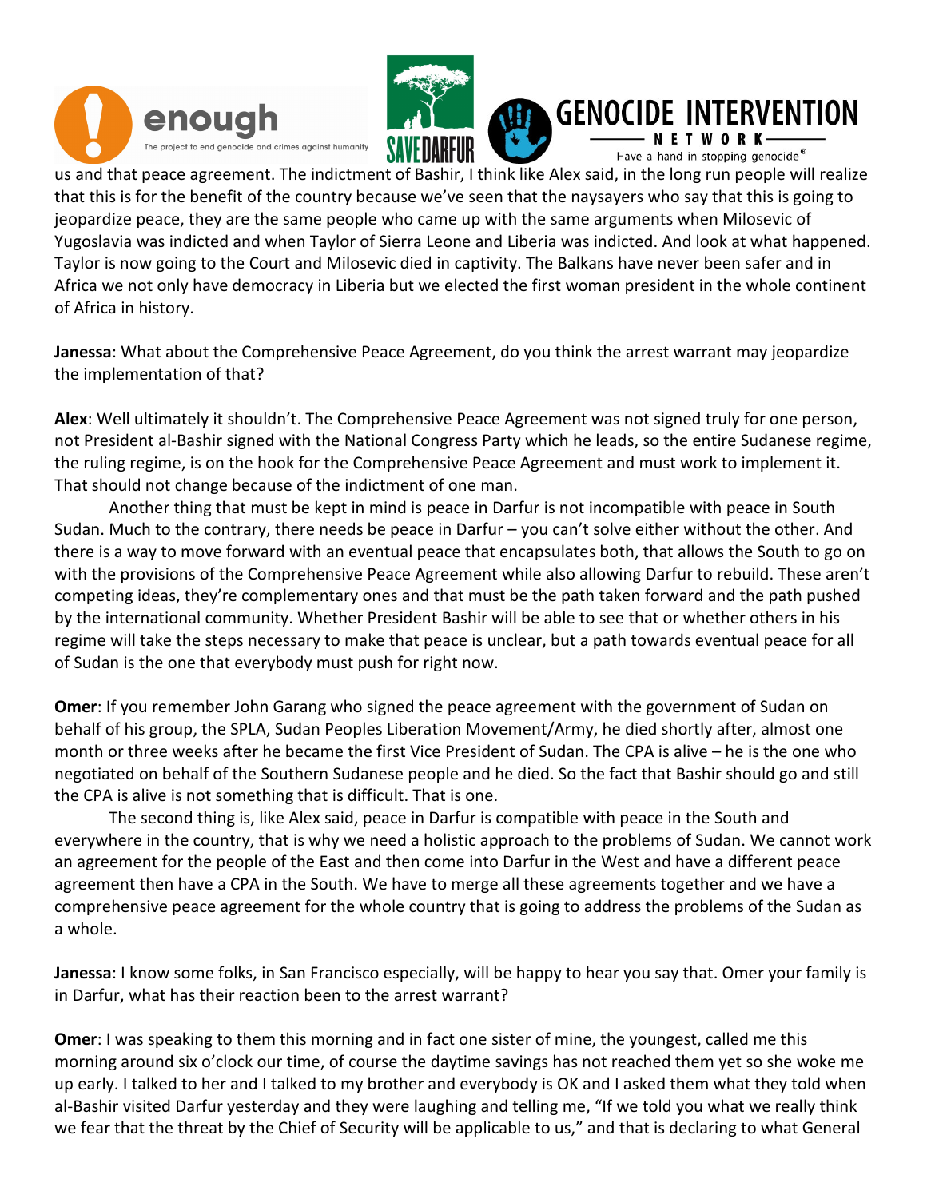us and that peace agreement. The indictment of Bashir, I think like Alex said, in the long run people will realize that this is for the benefit of the country because we've seen that the naysayers who say that this is going to jeopardize peace, they are the same people who came up with the same arguments when Milosevic of Yugoslavia was indicted and when Taylor of Sierra Leone and Liberia was indicted. And look at what happened. Taylor is now going to the Court and Milosevic died in captivity. The Balkans have never been safer and in Africa we not only have democracy in Liberia but we elected the first woman president in the whole continent of Africa in history.

**Janessa**: What about the Comprehensive Peace Agreement, do you think the arrest warrant may jeopardize the implementation of that?

**Alex**: Well ultimately it shouldn't. The Comprehensive Peace Agreement was not signed truly for one person, not President al-Bashir signed with the National Congress Party which he leads, so the entire Sudanese regime, the ruling regime, is on the hook for the Comprehensive Peace Agreement and must work to implement it. That should not change because of the indictment of one man.

Another thing that must be kept in mind is peace in Darfur is not incompatible with peace in South Sudan. Much to the contrary, there needs be peace in Darfur – you can't solve either without the other. And there is a way to move forward with an eventual peace that encapsulates both, that allows the South to go on with the provisions of the Comprehensive Peace Agreement while also allowing Darfur to rebuild. These aren't competing ideas, they're complementary ones and that must be the path taken forward and the path pushed by the international community. Whether President Bashir will be able to see that or whether others in his regime will take the steps necessary to make that peace is unclear, but a path towards eventual peace for all of Sudan is the one that everybody must push for right now.

**Omer**: If you remember John Garang who signed the peace agreement with the government of Sudan on behalf of his group, the SPLA, Sudan Peoples Liberation Movement/Army, he died shortly after, almost one month or three weeks after he became the first Vice President of Sudan. The CPA is alive – he is the one who negotiated on behalf of the Southern Sudanese people and he died. So the fact that Bashir should go and still the CPA is alive is not something that is difficult. That is one.

The second thing is, like Alex said, peace in Darfur is compatible with peace in the South and everywhere in the country, that is why we need a holistic approach to the problems of Sudan. We cannot work an agreement for the people of the East and then come into Darfur in the West and have a different peace agreement then have a CPA in the South. We have to merge all these agreements together and we have a comprehensive peace agreement for the whole country that is going to address the problems of the Sudan as a whole.

**Janessa**: I know some folks, in San Francisco especially, will be happy to hear you say that. Omer your family is in Darfur, what has their reaction been to the arrest warrant?

**Omer**: I was speaking to them this morning and in fact one sister of mine, the youngest, called me this morning around six o'clock our time, of course the daytime savings has not reached them yet so she woke me up early. I talked to her and I talked to my brother and everybody is OK and I asked them what they told when al-Bashir visited Darfur yesterday and they were laughing and telling me, "If we told you what we really think we fear that the threat by the Chief of Security will be applicable to us," and that is declaring to what General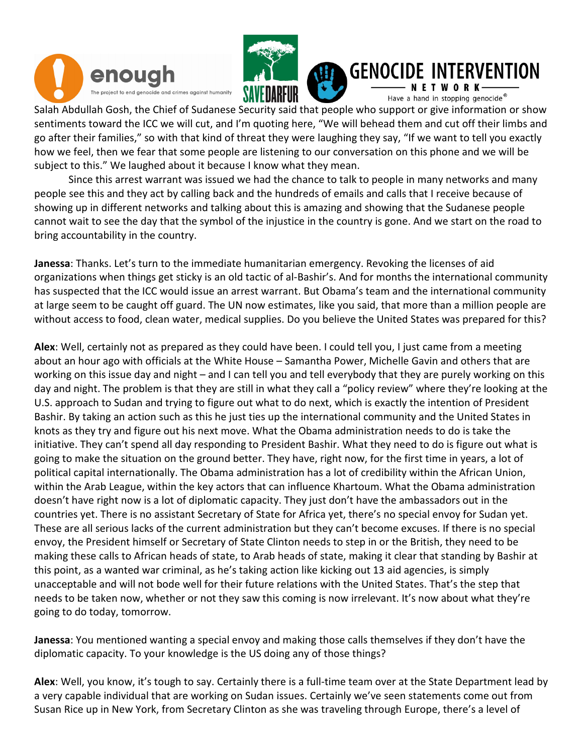Salah Abdullah Gosh, the Chief of Sudanese Security said that people who support or give information or show sentiments toward the ICC we will cut, and I'm quoting here, "We will behead them and cut off their limbs and go after their families," so with that kind of threat they were laughing they say, "If we want to tell you exactly how we feel, then we fear that some people are listening to our conversation on this phone and we will be subject to this." We laughed about it because I know what they mean.

Since this arrest warrant was issued we had the chance to talk to people in many networks and many people see this and they act by calling back and the hundreds of emails and calls that I receive because of showing up in different networks and talking about this is amazing and showing that the Sudanese people cannot wait to see the day that the symbol of the injustice in the country is gone. And we start on the road to bring accountability in the country.

**Janessa**: Thanks. Let's turn to the immediate humanitarian emergency. Revoking the licenses of aid organizations when things get sticky is an old tactic of al-Bashir's. And for months the international community has suspected that the ICC would issue an arrest warrant. But Obama's team and the international community at large seem to be caught off guard. The UN now estimates, like you said, that more than a million people are without access to food, clean water, medical supplies. Do you believe the United States was prepared for this?

**Alex**: Well, certainly not as prepared as they could have been. I could tell you, I just came from a meeting about an hour ago with officials at the White House – Samantha Power, Michelle Gavin and others that are working on this issue day and night – and I can tell you and tell everybody that they are purely working on this day and night. The problem is that they are still in what they call a "policy review" where they're looking at the U.S. approach to Sudan and trying to figure out what to do next, which is exactly the intention of President Bashir. By taking an action such as this he just ties up the international community and the United States in knots as they try and figure out his next move. What the Obama administration needs to do is take the initiative. They can't spend all day responding to President Bashir. What they need to do is figure out what is going to make the situation on the ground better. They have, right now, for the first time in years, a lot of political capital internationally. The Obama administration has a lot of credibility within the African Union, within the Arab League, within the key actors that can influence Khartoum. What the Obama administration doesn't have right now is a lot of diplomatic capacity. They just don't have the ambassadors out in the countries yet. There is no assistant Secretary of State for Africa yet, there's no special envoy for Sudan yet. These are all serious lacks of the current administration but they can't become excuses. If there is no special envoy, the President himself or Secretary of State Clinton needs to step in or the British, they need to be making these calls to African heads of state, to Arab heads of state, making it clear that standing by Bashir at this point, as a wanted war criminal, as he's taking action like kicking out 13 aid agencies, is simply unacceptable and will not bode well for their future relations with the United States. That's the step that needs to be taken now, whether or not they saw this coming is now irrelevant. It's now about what they're going to do today, tomorrow.

**Janessa**: You mentioned wanting a special envoy and making those calls themselves if they don't have the diplomatic capacity. To your knowledge is the US doing any of those things?

**Alex**: Well, you know, it's tough to say. Certainly there is a full-time team over at the State Department lead by a very capable individual that are working on Sudan issues. Certainly we've seen statements come out from Susan Rice up in New York, from Secretary Clinton as she was traveling through Europe, there's a level of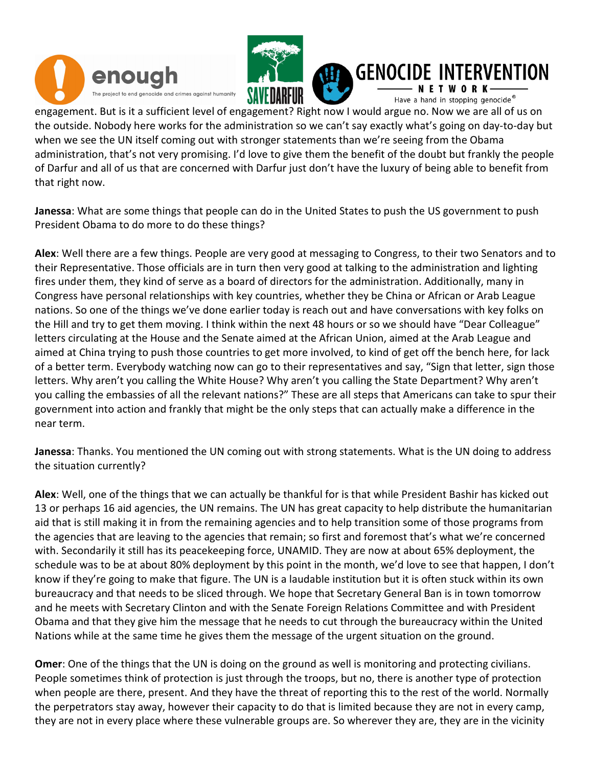engagement. But is it a sufficient level of engagement? Right now I would argue no. Now we are all of us on the outside. Nobody here works for the administration so we can't say exactly what's going on day-to-day but when we see the UN itself coming out with stronger statements than we're seeing from the Obama administration, that's not very promising. I'd love to give them the benefit of the doubt but frankly the people of Darfur and all of us that are concerned with Darfur just don't have the luxury of being able to benefit from that right now.

**Janessa**: What are some things that people can do in the United States to push the US government to push President Obama to do more to do these things?

**Alex**: Well there are a few things. People are very good at messaging to Congress, to their two Senators and to their Representative. Those officials are in turn then very good at talking to the administration and lighting fires under them, they kind of serve as a board of directors for the administration. Additionally, many in Congress have personal relationships with key countries, whether they be China or African or Arab League nations. So one of the things we've done earlier today is reach out and have conversations with key folks on the Hill and try to get them moving. I think within the next 48 hours or so we should have "Dear Colleague" letters circulating at the House and the Senate aimed at the African Union, aimed at the Arab League and aimed at China trying to push those countries to get more involved, to kind of get off the bench here, for lack of a better term. Everybody watching now can go to their representatives and say, "Sign that letter, sign those letters. Why aren't you calling the White House? Why aren't you calling the State Department? Why aren't you calling the embassies of all the relevant nations?" These are all steps that Americans can take to spur their government into action and frankly that might be the only steps that can actually make a difference in the near term.

**Janessa**: Thanks. You mentioned the UN coming out with strong statements. What is the UN doing to address the situation currently?

**Alex**: Well, one of the things that we can actually be thankful for is that while President Bashir has kicked out 13 or perhaps 16 aid agencies, the UN remains. The UN has great capacity to help distribute the humanitarian aid that is still making it in from the remaining agencies and to help transition some of those programs from the agencies that are leaving to the agencies that remain; so first and foremost that's what we're concerned with. Secondarily it still has its peacekeeping force, UNAMID. They are now at about 65% deployment, the schedule was to be at about 80% deployment by this point in the month, we'd love to see that happen, I don't know if they're going to make that figure. The UN is a laudable institution but it is often stuck within its own bureaucracy and that needs to be sliced through. We hope that Secretary General Ban is in town tomorrow and he meets with Secretary Clinton and with the Senate Foreign Relations Committee and with President Obama and that they give him the message that he needs to cut through the bureaucracy within the United Nations while at the same time he gives them the message of the urgent situation on the ground.

**Omer**: One of the things that the UN is doing on the ground as well is monitoring and protecting civilians. People sometimes think of protection is just through the troops, but no, there is another type of protection when people are there, present. And they have the threat of reporting this to the rest of the world. Normally the perpetrators stay away, however their capacity to do that is limited because they are not in every camp, they are not in every place where these vulnerable groups are. So wherever they are, they are in the vicinity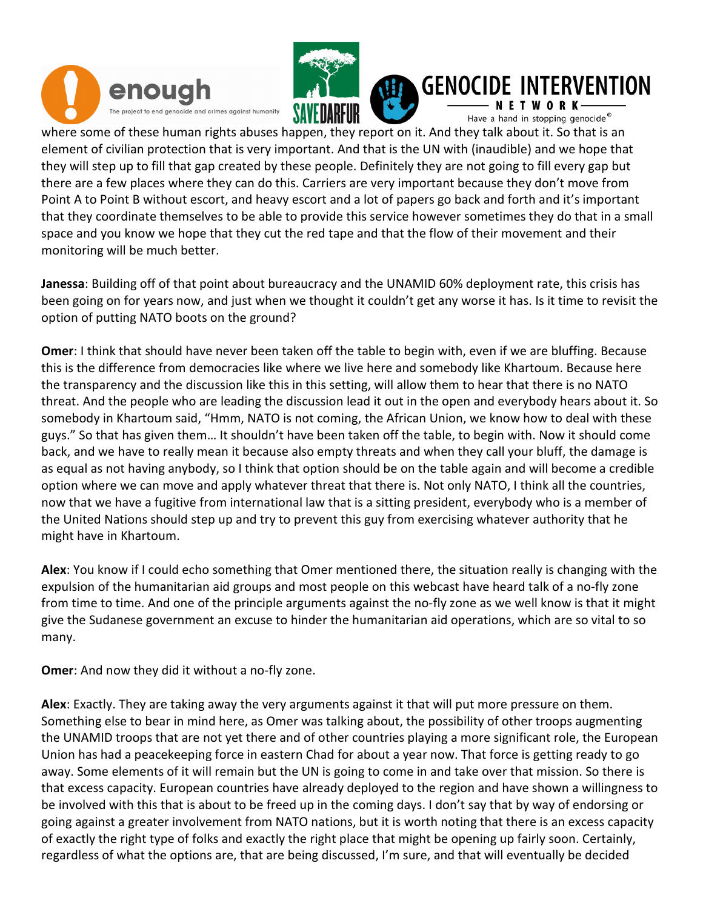where some of these human rights abuses happen, they report on it. And they talk about it. So that is an element of civilian protection that is very important. And that is the UN with (inaudible) and we hope that they will step up to fill that gap created by these people. Definitely they are not going to fill every gap but there are a few places where they can do this. Carriers are very important because they don't move from Point A to Point B without escort, and heavy escort and a lot of papers go back and forth and it's important that they coordinate themselves to be able to provide this service however sometimes they do that in a small space and you know we hope that they cut the red tape and that the flow of their movement and their monitoring will be much better.

**Janessa**: Building off of that point about bureaucracy and the UNAMID 60% deployment rate, this crisis has been going on for years now, and just when we thought it couldn't get any worse it has. Is it time to revisit the option of putting NATO boots on the ground?

**Omer**: I think that should have never been taken off the table to begin with, even if we are bluffing. Because this is the difference from democracies like where we live here and somebody like Khartoum. Because here the transparency and the discussion like this in this setting, will allow them to hear that there is no NATO threat. And the people who are leading the discussion lead it out in the open and everybody hears about it. So somebody in Khartoum said, "Hmm, NATO is not coming, the African Union, we know how to deal with these guys." So that has given them… It shouldn't have been taken off the table, to begin with. Now it should come back, and we have to really mean it because also empty threats and when they call your bluff, the damage is as equal as not having anybody, so I think that option should be on the table again and will become a credible option where we can move and apply whatever threat that there is. Not only NATO, I think all the countries, now that we have a fugitive from international law that is a sitting president, everybody who is a member of the United Nations should step up and try to prevent this guy from exercising whatever authority that he might have in Khartoum.

**Alex**: You know if I could echo something that Omer mentioned there, the situation really is changing with the expulsion of the humanitarian aid groups and most people on this webcast have heard talk of a no-fly zone from time to time. And one of the principle arguments against the no-fly zone as we well know is that it might give the Sudanese government an excuse to hinder the humanitarian aid operations, which are so vital to so many.

**Omer**: And now they did it without a no-fly zone.

**Alex**: Exactly. They are taking away the very arguments against it that will put more pressure on them. Something else to bear in mind here, as Omer was talking about, the possibility of other troops augmenting the UNAMID troops that are not yet there and of other countries playing a more significant role, the European Union has had a peacekeeping force in eastern Chad for about a year now. That force is getting ready to go away. Some elements of it will remain but the UN is going to come in and take over that mission. So there is that excess capacity. European countries have already deployed to the region and have shown a willingness to be involved with this that is about to be freed up in the coming days. I don't say that by way of endorsing or going against a greater involvement from NATO nations, but it is worth noting that there is an excess capacity of exactly the right type of folks and exactly the right place that might be opening up fairly soon. Certainly, regardless of what the options are, that are being discussed, I'm sure, and that will eventually be decided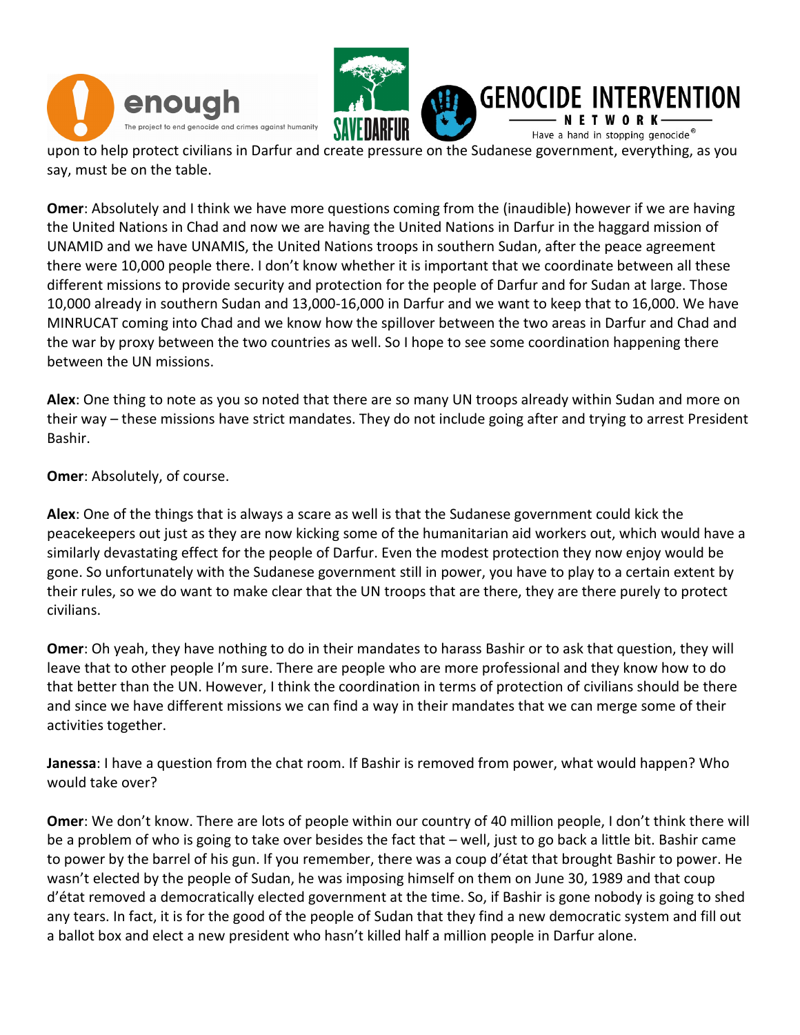upon to help protect civilians in Darfur and create pressure on the Sudanese government, everything, as you say, must be on the table.

**Omer**: Absolutely and I think we have more questions coming from the (inaudible) however if we are having the United Nations in Chad and now we are having the United Nations in Darfur in the haggard mission of UNAMID and we have UNAMIS, the United Nations troops in southern Sudan, after the peace agreement there were 10,000 people there. I don't know whether it is important that we coordinate between all these different missions to provide security and protection for the people of Darfur and for Sudan at large. Those 10,000 already in southern Sudan and 13,000-16,000 in Darfur and we want to keep that to 16,000. We have MINRUCAT coming into Chad and we know how the spillover between the two areas in Darfur and Chad and the war by proxy between the two countries as well. So I hope to see some coordination happening there between the UN missions.

**Alex**: One thing to note as you so noted that there are so many UN troops already within Sudan and more on their way – these missions have strict mandates. They do not include going after and trying to arrest President Bashir.

**Omer**: Absolutely, of course.

**Alex**: One of the things that is always a scare as well is that the Sudanese government could kick the peacekeepers out just as they are now kicking some of the humanitarian aid workers out, which would have a similarly devastating effect for the people of Darfur. Even the modest protection they now enjoy would be gone. So unfortunately with the Sudanese government still in power, you have to play to a certain extent by their rules, so we do want to make clear that the UN troops that are there, they are there purely to protect civilians.

**Omer**: Oh yeah, they have nothing to do in their mandates to harass Bashir or to ask that question, they will leave that to other people I'm sure. There are people who are more professional and they know how to do that better than the UN. However, I think the coordination in terms of protection of civilians should be there and since we have different missions we can find a way in their mandates that we can merge some of their activities together.

**Janessa**: I have a question from the chat room. If Bashir is removed from power, what would happen? Who would take over?

**Omer**: We don't know. There are lots of people within our country of 40 million people, I don't think there will be a problem of who is going to take over besides the fact that – well, just to go back a little bit. Bashir came to power by the barrel of his gun. If you remember, there was a coup d'état that brought Bashir to power. He wasn't elected by the people of Sudan, he was imposing himself on them on June 30, 1989 and that coup d'état removed a democratically elected government at the time. So, if Bashir is gone nobody is going to shed any tears. In fact, it is for the good of the people of Sudan that they find a new democratic system and fill out a ballot box and elect a new president who hasn't killed half a million people in Darfur alone.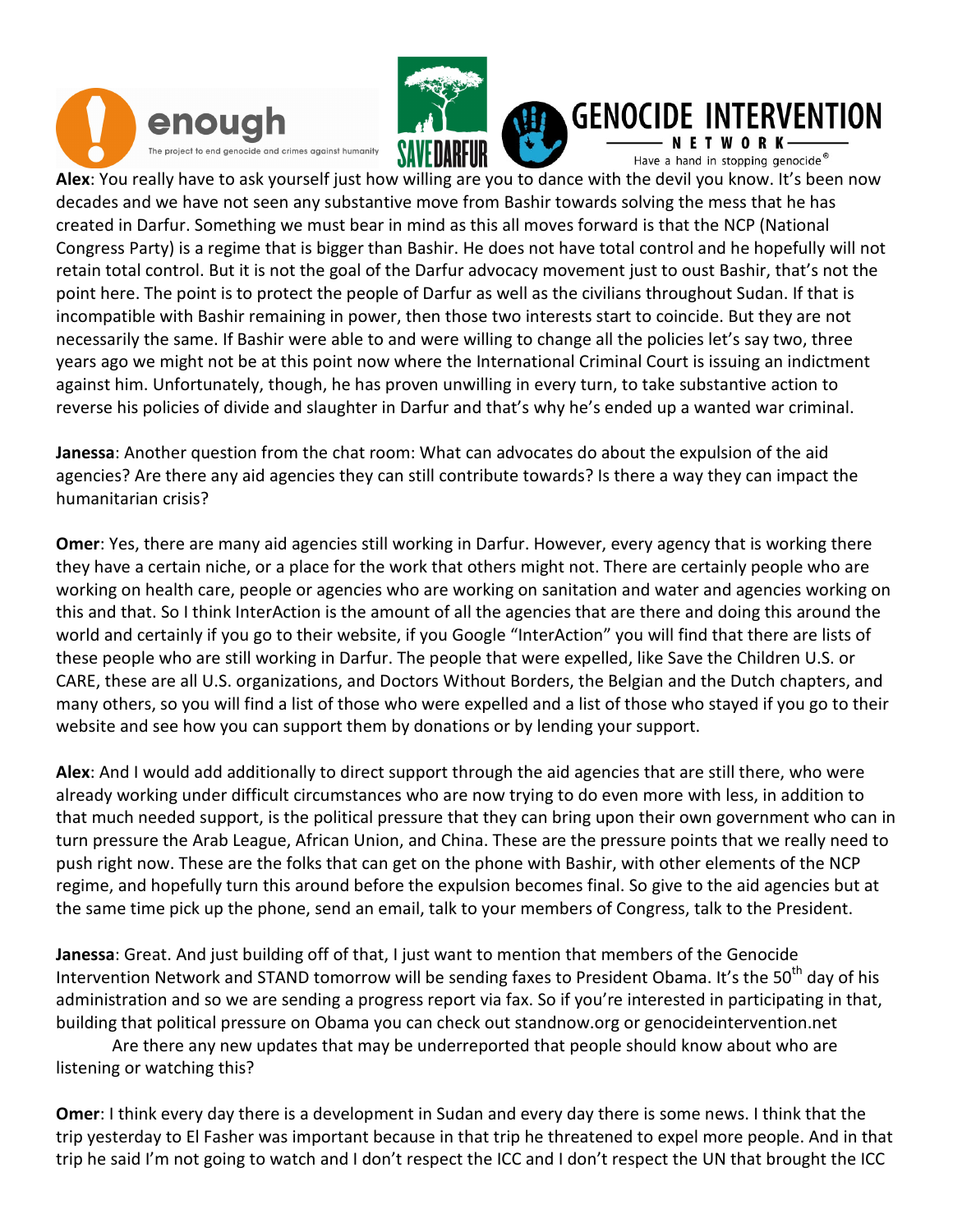**Alex**: You really have to ask yourself just how willing are you to dance with the devil you know. It's been now decades and we have not seen any substantive move from Bashir towards solving the mess that he has created in Darfur. Something we must bear in mind as this all moves forward is that the NCP (National Congress Party) is a regime that is bigger than Bashir. He does not have total control and he hopefully will not retain total control. But it is not the goal of the Darfur advocacy movement just to oust Bashir, that's not the point here. The point is to protect the people of Darfur as well as the civilians throughout Sudan. If that is incompatible with Bashir remaining in power, then those two interests start to coincide. But they are not necessarily the same. If Bashir were able to and were willing to change all the policies let's say two, three years ago we might not be at this point now where the International Criminal Court is issuing an indictment against him. Unfortunately, though, he has proven unwilling in every turn, to take substantive action to reverse his policies of divide and slaughter in Darfur and that's why he's ended up a wanted war criminal.

**Janessa**: Another question from the chat room: What can advocates do about the expulsion of the aid agencies? Are there any aid agencies they can still contribute towards? Is there a way they can impact the humanitarian crisis?

**Omer**: Yes, there are many aid agencies still working in Darfur. However, every agency that is working there they have a certain niche, or a place for the work that others might not. There are certainly people who are working on health care, people or agencies who are working on sanitation and water and agencies working on this and that. So I think InterAction is the amount of all the agencies that are there and doing this around the world and certainly if you go to their website, if you Google "InterAction" you will find that there are lists of these people who are still working in Darfur. The people that were expelled, like Save the Children U.S. or CARE, these are all U.S. organizations, and Doctors Without Borders, the Belgian and the Dutch chapters, and many others, so you will find a list of those who were expelled and a list of those who stayed if you go to their website and see how you can support them by donations or by lending your support.

**Alex**: And I would add additionally to direct support through the aid agencies that are still there, who were already working under difficult circumstances who are now trying to do even more with less, in addition to that much needed support, is the political pressure that they can bring upon their own government who can in turn pressure the Arab League, African Union, and China. These are the pressure points that we really need to push right now. These are the folks that can get on the phone with Bashir, with other elements of the NCP regime, and hopefully turn this around before the expulsion becomes final. So give to the aid agencies but at the same time pick up the phone, send an email, talk to your members of Congress, talk to the President.

**Janessa**: Great. And just building off of that, I just want to mention that members of the Genocide Intervention Network and STAND tomorrow will be sending faxes to President Obama. It's the 50th day of his administration and so we are sending a progress report via fax. So if you're interested in participating in that, building that political pressure on Obama you can check out standnow.org or genocideintervention.net

Are there any new updates that may be underreported that people should know about who are listening or watching this?

**Omer**: I think every day there is a development in Sudan and every day there is some news. I think that the trip yesterday to El Fasher was important because in that trip he threatened to expel more people. And in that trip he said I'm not going to watch and I don't respect the ICC and I don't respect the UN that brought the ICC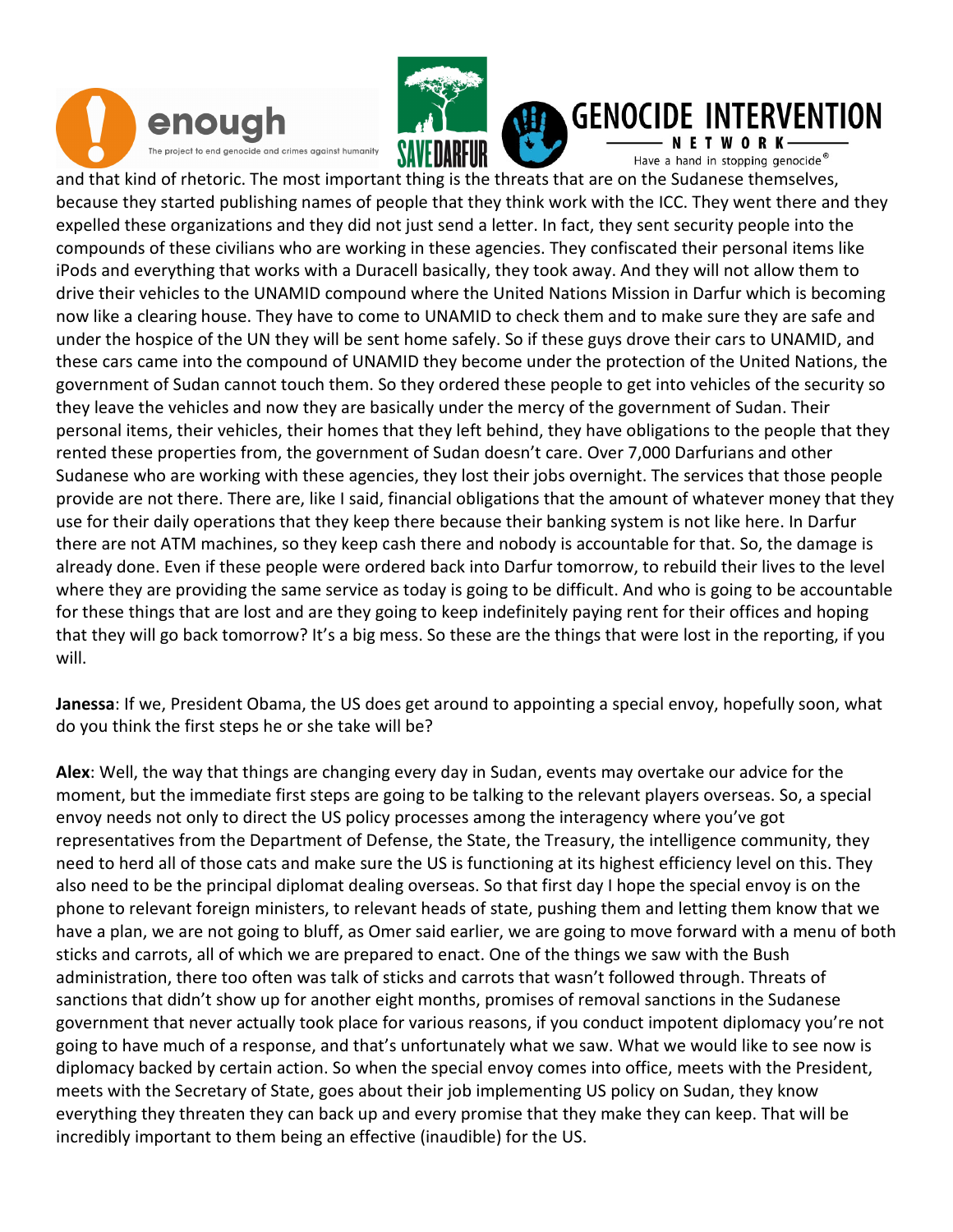and that kind of rhetoric. The most important thing is the threats that are on the Sudanese themselves, because they started publishing names of people that they think work with the ICC. They went there and they expelled these organizations and they did not just send a letter. In fact, they sent security people into the compounds of these civilians who are working in these agencies. They confiscated their personal items like iPods and everything that works with a Duracell basically, they took away. And they will not allow them to drive their vehicles to the UNAMID compound where the United Nations Mission in Darfur which is becoming now like a clearing house. They have to come to UNAMID to check them and to make sure they are safe and under the hospice of the UN they will be sent home safely. So if these guys drove their cars to UNAMID, and these cars came into the compound of UNAMID they become under the protection of the United Nations, the government of Sudan cannot touch them. So they ordered these people to get into vehicles of the security so they leave the vehicles and now they are basically under the mercy of the government of Sudan. Their personal items, their vehicles, their homes that they left behind, they have obligations to the people that they rented these properties from, the government of Sudan doesn't care. Over 7,000 Darfurians and other Sudanese who are working with these agencies, they lost their jobs overnight. The services that those people provide are not there. There are, like I said, financial obligations that the amount of whatever money that they use for their daily operations that they keep there because their banking system is not like here. In Darfur there are not ATM machines, so they keep cash there and nobody is accountable for that. So, the damage is already done. Even if these people were ordered back into Darfur tomorrow, to rebuild their lives to the level where they are providing the same service as today is going to be difficult. And who is going to be accountable for these things that are lost and are they going to keep indefinitely paying rent for their offices and hoping that they will go back tomorrow? It's a big mess. So these are the things that were lost in the reporting, if you will.

**Janessa**: If we, President Obama, the US does get around to appointing a special envoy, hopefully soon, what do you think the first steps he or she take will be?

**Alex**: Well, the way that things are changing every day in Sudan, events may overtake our advice for the moment, but the immediate first steps are going to be talking to the relevant players overseas. So, a special envoy needs not only to direct the US policy processes among the interagency where you've got representatives from the Department of Defense, the State, the Treasury, the intelligence community, they need to herd all of those cats and make sure the US is functioning at its highest efficiency level on this. They also need to be the principal diplomat dealing overseas. So that first day I hope the special envoy is on the phone to relevant foreign ministers, to relevant heads of state, pushing them and letting them know that we have a plan, we are not going to bluff, as Omer said earlier, we are going to move forward with a menu of both sticks and carrots, all of which we are prepared to enact. One of the things we saw with the Bush administration, there too often was talk of sticks and carrots that wasn't followed through. Threats of sanctions that didn't show up for another eight months, promises of removal sanctions in the Sudanese government that never actually took place for various reasons, if you conduct impotent diplomacy you're not going to have much of a response, and that's unfortunately what we saw. What we would like to see now is diplomacy backed by certain action. So when the special envoy comes into office, meets with the President, meets with the Secretary of State, goes about their job implementing US policy on Sudan, they know everything they threaten they can back up and every promise that they make they can keep. That will be incredibly important to them being an effective (inaudible) for the US.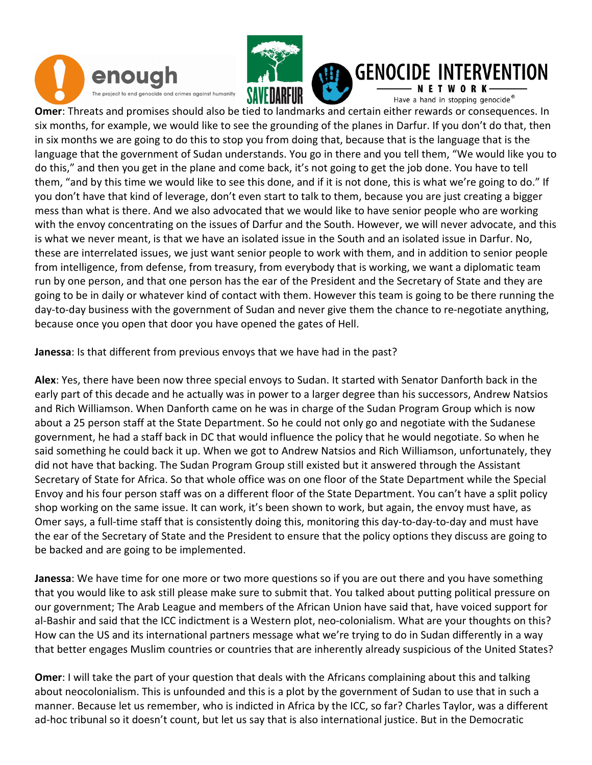**Omer**: Threats and promises should also be tied to landmarks and certain either rewards or consequences. In six months, for example, we would like to see the grounding of the planes in Darfur. If you don't do that, then in six months we are going to do this to stop you from doing that, because that is the language that is the language that the government of Sudan understands. You go in there and you tell them, "We would like you to do this," and then you get in the plane and come back, it's not going to get the job done. You have to tell them, "and by this time we would like to see this done, and if it is not done, this is what we're going to do." If you don't have that kind of leverage, don't even start to talk to them, because you are just creating a bigger mess than what is there. And we also advocated that we would like to have senior people who are working with the envoy concentrating on the issues of Darfur and the South. However, we will never advocate, and this is what we never meant, is that we have an isolated issue in the South and an isolated issue in Darfur. No, these are interrelated issues, we just want senior people to work with them, and in addition to senior people from intelligence, from defense, from treasury, from everybody that is working, we want a diplomatic team run by one person, and that one person has the ear of the President and the Secretary of State and they are going to be in daily or whatever kind of contact with them. However this team is going to be there running the day-to-day business with the government of Sudan and never give them the chance to re-negotiate anything, because once you open that door you have opened the gates of Hell.

**Janessa**: Is that different from previous envoys that we have had in the past?

**Alex**: Yes, there have been now three special envoys to Sudan. It started with Senator Danforth back in the early part of this decade and he actually was in power to a larger degree than his successors, Andrew Natsios and Rich Williamson. When Danforth came on he was in charge of the Sudan Program Group which is now about a 25 person staff at the State Department. So he could not only go and negotiate with the Sudanese government, he had a staff back in DC that would influence the policy that he would negotiate. So when he said something he could back it up. When we got to Andrew Natsios and Rich Williamson, unfortunately, they did not have that backing. The Sudan Program Group still existed but it answered through the Assistant Secretary of State for Africa. So that whole office was on one floor of the State Department while the Special Envoy and his four person staff was on a different floor of the State Department. You can't have a split policy shop working on the same issue. It can work, it's been shown to work, but again, the envoy must have, as Omer says, a full-time staff that is consistently doing this, monitoring this day-to-day-to-day and must have the ear of the Secretary of State and the President to ensure that the policy options they discuss are going to be backed and are going to be implemented.

**Janessa**: We have time for one more or two more questions so if you are out there and you have something that you would like to ask still please make sure to submit that. You talked about putting political pressure on our government; The Arab League and members of the African Union have said that, have voiced support for al-Bashir and said that the ICC indictment is a Western plot, neo-colonialism. What are your thoughts on this? How can the US and its international partners message what we're trying to do in Sudan differently in a way that better engages Muslim countries or countries that are inherently already suspicious of the United States?

**Omer**: I will take the part of your question that deals with the Africans complaining about this and talking about neocolonialism. This is unfounded and this is a plot by the government of Sudan to use that in such a manner. Because let us remember, who is indicted in Africa by the ICC, so far? Charles Taylor, was a different ad-hoc tribunal so it doesn't count, but let us say that is also international justice. But in the Democratic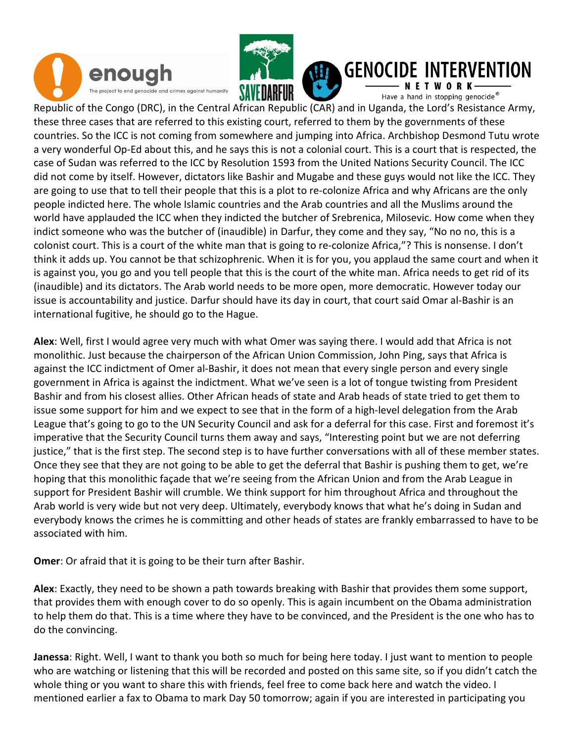Republic of the Congo (DRC), in the Central African Republic (CAR) and in Uganda, the Lord's Resistance Army, these three cases that are referred to this existing court, referred to them by the governments of these countries. So the ICC is not coming from somewhere and jumping into Africa. Archbishop Desmond Tutu wrote a very wonderful Op-Ed about this, and he says this is not a colonial court. This is a court that is respected, the case of Sudan was referred to the ICC by Resolution 1593 from the United Nations Security Council. The ICC did not come by itself. However, dictators like Bashir and Mugabe and these guys would not like the ICC. They are going to use that to tell their people that this is a plot to re-colonize Africa and why Africans are the only people indicted here. The whole Islamic countries and the Arab countries and all the Muslims around the world have applauded the ICC when they indicted the butcher of Srebrenica, Milosevic. How come when they indict someone who was the butcher of (inaudible) in Darfur, they come and they say, "No no no, this is a colonist court. This is a court of the white man that is going to re-colonize Africa,"? This is nonsense. I don't think it adds up. You cannot be that schizophrenic. When it is for you, you applaud the same court and when it is against you, you go and you tell people that this is the court of the white man. Africa needs to get rid of its (inaudible) and its dictators. The Arab world needs to be more open, more democratic. However today our issue is accountability and justice. Darfur should have its day in court, that court said Omar al-Bashir is an international fugitive, he should go to the Hague.

**Alex**: Well, first I would agree very much with what Omer was saying there. I would add that Africa is not monolithic. Just because the chairperson of the African Union Commission, John Ping, says that Africa is against the ICC indictment of Omer al-Bashir, it does not mean that every single person and every single government in Africa is against the indictment. What we've seen is a lot of tongue twisting from President Bashir and from his closest allies. Other African heads of state and Arab heads of state tried to get them to issue some support for him and we expect to see that in the form of a high-level delegation from the Arab League that's going to go to the UN Security Council and ask for a deferral for this case. First and foremost it's imperative that the Security Council turns them away and says, "Interesting point but we are not deferring justice," that is the first step. The second step is to have further conversations with all of these member states. Once they see that they are not going to be able to get the deferral that Bashir is pushing them to get, we're hoping that this monolithic façade that we're seeing from the African Union and from the Arab League in support for President Bashir will crumble. We think support for him throughout Africa and throughout the Arab world is very wide but not very deep. Ultimately, everybody knows that what he's doing in Sudan and everybody knows the crimes he is committing and other heads of states are frankly embarrassed to have to be associated with him.

**Omer**: Or afraid that it is going to be their turn after Bashir.

**Alex**: Exactly, they need to be shown a path towards breaking with Bashir that provides them some support, that provides them with enough cover to do so openly. This is again incumbent on the Obama administration to help them do that. This is a time where they have to be convinced, and the President is the one who has to do the convincing.

**Janessa**: Right. Well, I want to thank you both so much for being here today. I just want to mention to people who are watching or listening that this will be recorded and posted on this same site, so if you didn't catch the whole thing or you want to share this with friends, feel free to come back here and watch the video. I mentioned earlier a fax to Obama to mark Day 50 tomorrow; again if you are interested in participating you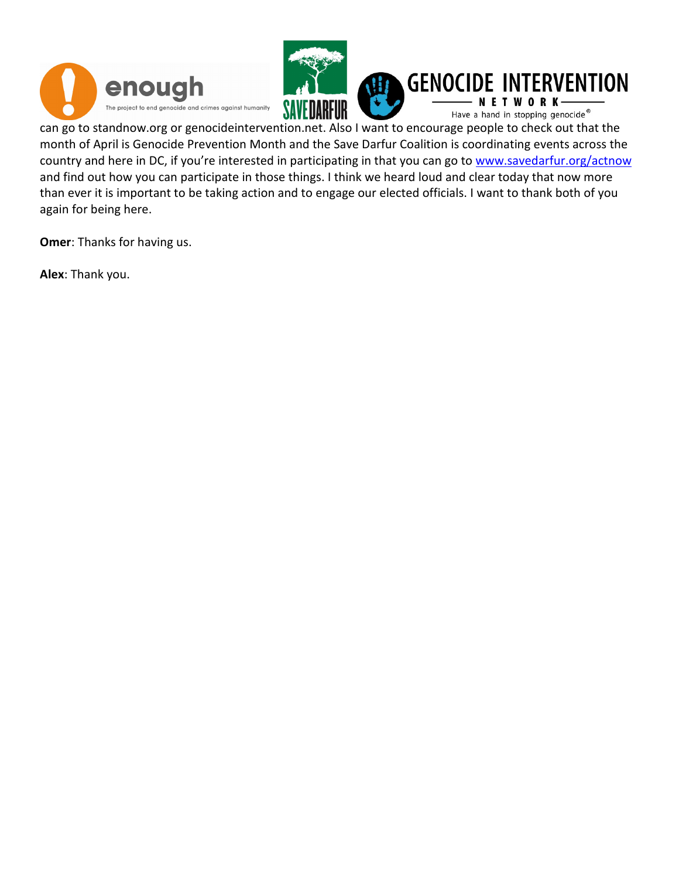can go to standnow.org or genocideintervention.net. Also I want to encourage people to check out that the month of April is Genocide Prevention Month and the Save Darfur Coalition is coordinating events across the country and here in DC, if you're interested in participating in that you can go to www.savedarfur.org/actnow and find out how you can participate in those things. I think we heard loud and clear today that now more than ever it is important to be taking action and to engage our elected officials. I want to thank both of you again for being here.

**Omer**: Thanks for having us.

**Alex**: Thank you.